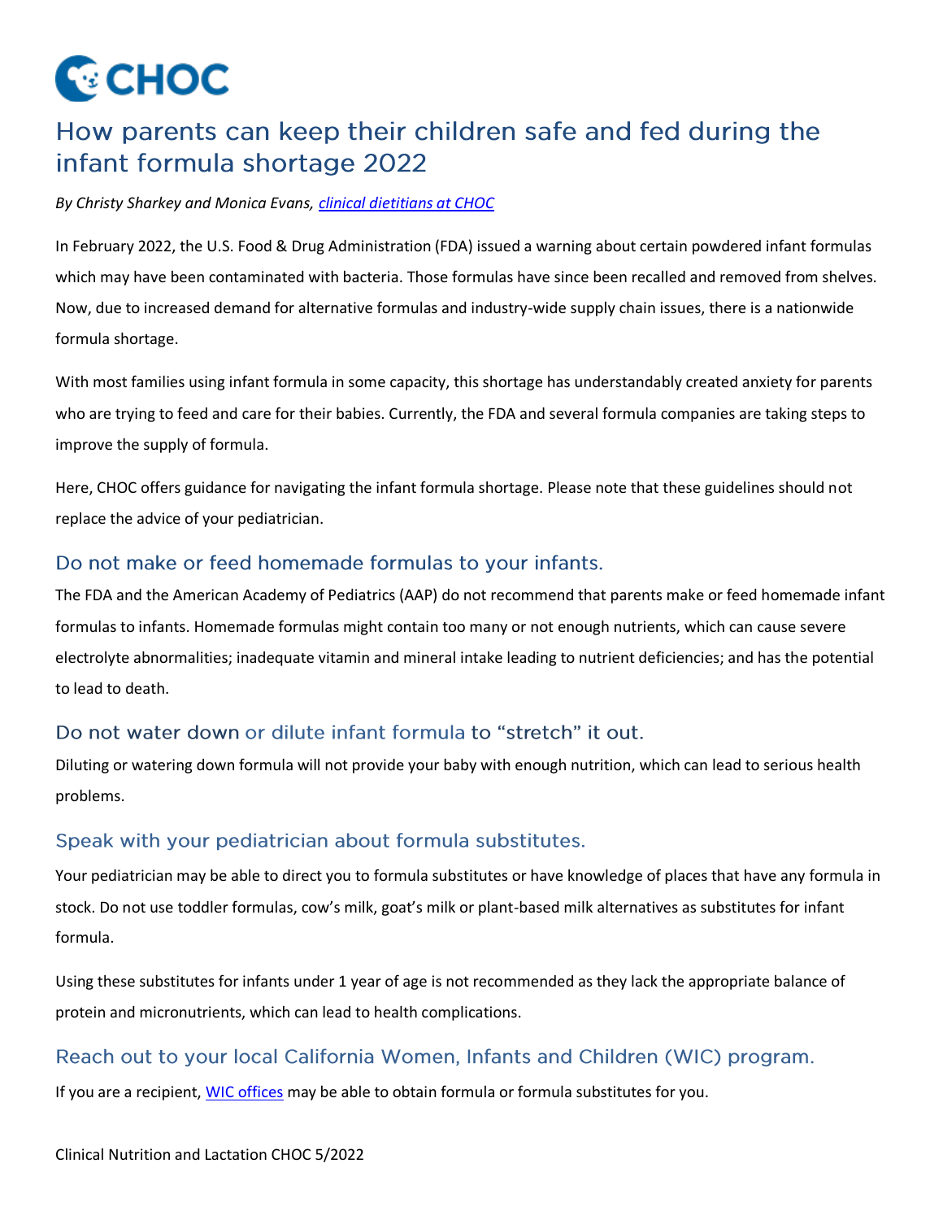# CHOC

# How parents can keep their children safe and fed during the infant formula shortage 2022

*By Christy Sharkey and Monica Evans, clinical dietitians at CHOC*

In February 2022, the U.S. Food & Drug Administration (FDA) issued a warning about certain powdered infant formulas which may have been contaminated with bacteria. Those formulas have since been recalled and removed from shelves. Now, due to increased demand for alternative formulas and industry-wide supply chain issues, there is a nationwide formula shortage.

With most families using infant formula in some capacity, this shortage has understandably created anxiety for parents who are trying to feed and care for their babies. Currently, the FDA and several formula companies are taking steps to improve the supply of formula.

Here, CHOC offers guidance for navigating the infant formula shortage. Please note that these guidelines should not replace the advice of your pediatrician.

## Do not make or feed homemade formulas to your infants.

The FDA and the American Academy of Pediatrics (AAP) do not recommend that parents make or feed homemade infant formulas to infants. Homemade formulas might contain too many or not enough nutrients, which can cause severe electrolyte abnormalities; inadequate vitamin and mineral intake leading to nutrient deficiencies; and has the potential to lead to death.

## Do not water down or dilute infant formula to "stretch" it out.

Diluting or watering down formula will not provide your baby with enough nutrition, which can lead to serious health problems.

## Speak with your pediatrician about formula substitutes.

Your pediatrician may be able to direct you to formula substitutes or have knowledge of places that have any formula in stock. Do not use toddler formulas, cow's milk, goat's milk or plant-based milk alternatives as substitutes for infant formula.

Using these substitutes for infants under 1 year of age is not recommended as they lack the appropriate balance of protein and micronutrients, which can lead to health complications.

## Reach out to your local California Women, Infants and Children (WIC) program.

If you are a recipient, WIC offices may be able to obtain formula or formula substitutes for you.

Clinical Nutrition and Lactation CHOC 5/2022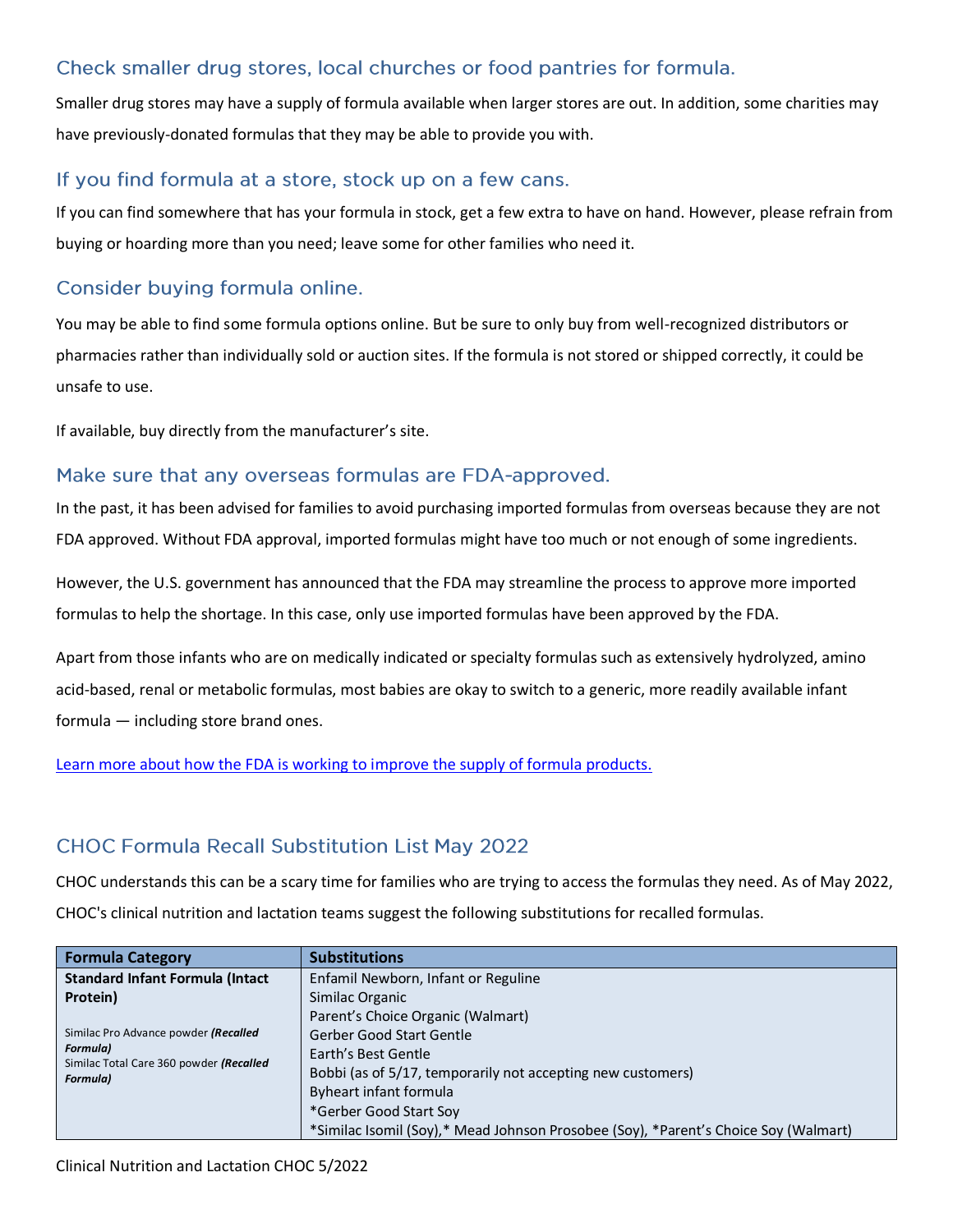## Check smaller drug stores, local churches or food pantries for formula.

Smaller drug stores may have a supply of formula available when larger stores are out. In addition, some charities may have previously-donated formulas that they may be able to provide you with.

## If you find formula at a store, stock up on a few cans.

If you can find somewhere that has your formula in stock, get a few extra to have on hand. However, please refrain from buying or hoarding more than you need; leave some for other families who need it.

## Consider buying formula online.

You may be able to find some formula options online. But be sure to only buy from well-recognized distributors or pharmacies rather than individually sold or auction sites. If the formula is not stored or shipped correctly, it could be unsafe to use.

If available, buy directly from the manufacturer's site.

## Make sure that any overseas formulas are FDA-approved.

In the past, it has been advised for families to avoid purchasing imported formulas from overseas because they are not FDA approved. Without FDA approval, imported formulas might have too much or not enough of some ingredients.

However, the U.S. government has announced that the FDA may streamline the process to approve more imported formulas to help the shortage. In this case, only use imported formulas have been approved by the FDA.

Apart from those infants who are on medically indicated or specialty formulas such as extensively hydrolyzed, amino acid-based, renal or metabolic formulas, most babies are okay to switch to a generic, more readily available infant formula — including store brand ones.

Learn more about how the FDA is working to improve the supply of formula products.

## CHOC Formula Recall Substitution List May 2022

CHOC understands this can be a scary time for families who are trying to access the formulas they need. As of May 2022, CHOC's clinical nutrition and lactation teams suggest the following substitutions for recalled formulas.

| Formula Category | Substitutions |
|---|---|
| **Standard Infant Formula (Intact Protein)**<br><br>Similac Pro Advance powder ***(Recalled Formula)***<br>Similac Total Care 360 powder ***(Recalled Formula)*** | Enfamil Newborn, Infant or Reguline<br>Similac Organic<br>Parent's Choice Organic (Walmart)<br>Gerber Good Start Gentle<br>Earth's Best Gentle<br>Bobbi (as of 5/17, temporarily not accepting new customers)<br>Byheart infant formula<br>*Gerber Good Start Soy<br>*Similac Isomil (Soy),* Mead Johnson Prosobee (Soy), *Parent's Choice Soy (Walmart) |

Clinical Nutrition and Lactation CHOC 5/2022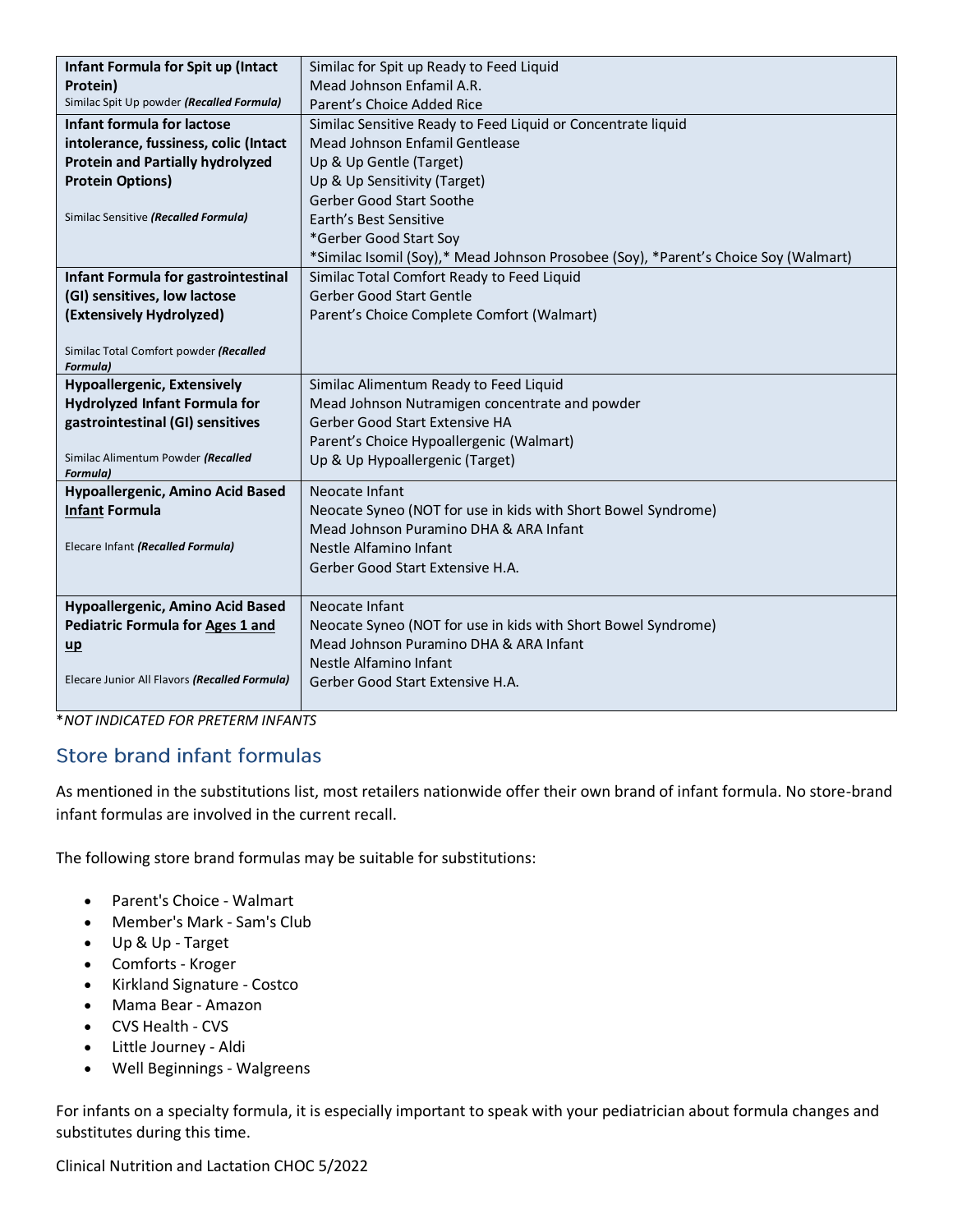| | |
|---|---|
| **Infant Formula for Spit up (Intact Protein)**<br>Similac Spit Up powder ***(Recalled Formula)*** | Similac for Spit up Ready to Feed Liquid<br>Mead Johnson Enfamil A.R.<br>Parent's Choice Added Rice |
| **Infant formula for lactose intolerance, fussiness, colic (Intact Protein and Partially hydrolyzed Protein Options)**<br>Similac Sensitive ***(Recalled Formula)*** | Similac Sensitive Ready to Feed Liquid or Concentrate liquid<br>Mead Johnson Enfamil Gentlease<br>Up & Up Gentle (Target)<br>Up & Up Sensitivity (Target)<br>Gerber Good Start Soothe<br>Earth's Best Sensitive<br>*Gerber Good Start Soy<br>*Similac Isomil (Soy),* Mead Johnson Prosobee (Soy), *Parent's Choice Soy (Walmart) |
| **Infant Formula for gastrointestinal (GI) sensitives, low lactose (Extensively Hydrolyzed)**<br>Similac Total Comfort powder ***(Recalled Formula)*** | Similac Total Comfort Ready to Feed Liquid<br>Gerber Good Start Gentle<br>Parent's Choice Complete Comfort (Walmart) |
| **Hypoallergenic, Extensively Hydrolyzed Infant Formula for gastrointestinal (GI) sensitives**<br>Similac Alimentum Powder ***(Recalled Formula)*** | Similac Alimentum Ready to Feed Liquid<br>Mead Johnson Nutramigen concentrate and powder<br>Gerber Good Start Extensive HA<br>Parent's Choice Hypoallergenic (Walmart)<br>Up & Up Hypoallergenic (Target) |
| **Hypoallergenic, Amino Acid Based Infant Formula**<br>Elecare Infant ***(Recalled Formula)*** | Neocate Infant<br>Neocate Syneo (NOT for use in kids with Short Bowel Syndrome)<br>Mead Johnson Puramino DHA & ARA Infant<br>Nestle Alfamino Infant<br>Gerber Good Start Extensive H.A. |
| **Hypoallergenic, Amino Acid Based Pediatric Formula for Ages 1 and up**<br>Elecare Junior All Flavors ***(Recalled Formula)*** | Neocate Infant<br>Neocate Syneo (NOT for use in kids with Short Bowel Syndrome)<br>Mead Johnson Puramino DHA & ARA Infant<br>Nestle Alfamino Infant<br>Gerber Good Start Extensive H.A. |

**NOT INDICATED FOR PRETERM INFANTS*

## Store brand infant formulas

As mentioned in the substitutions list, most retailers nationwide offer their own brand of infant formula. No store-brand infant formulas are involved in the current recall.

The following store brand formulas may be suitable for substitutions:

- Parent's Choice - Walmart
- Member's Mark - Sam's Club
- Up & Up - Target
- Comforts - Kroger
- Kirkland Signature - Costco
- Mama Bear - Amazon
- CVS Health - CVS
- Little Journey - Aldi
- Well Beginnings - Walgreens

For infants on a specialty formula, it is especially important to speak with your pediatrician about formula changes and substitutes during this time.

Clinical Nutrition and Lactation CHOC 5/2022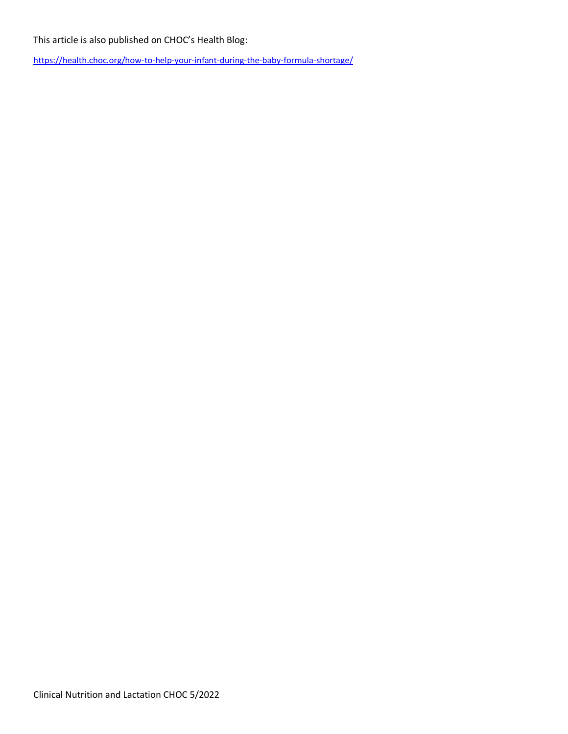This article is also published on CHOC's Health Blog:

https://health.choc.org/how-to-help-your-infant-during-the-baby-formula-shortage/